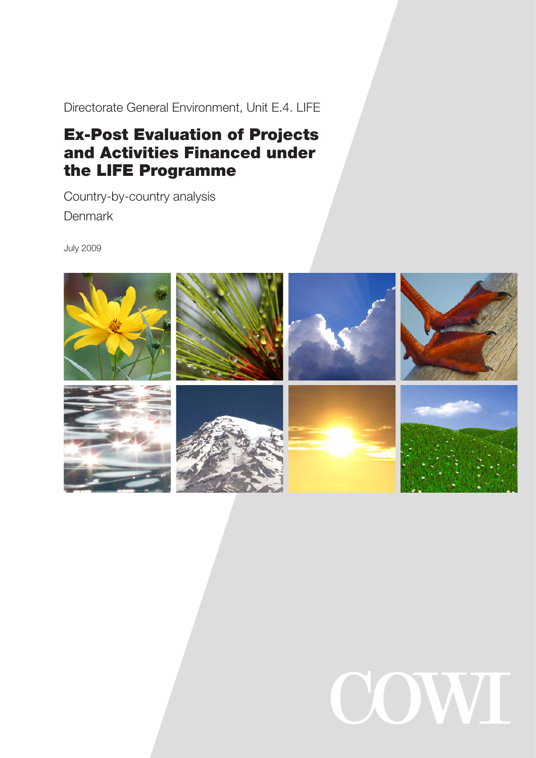Directorate General Environment, Unit E.4. LIFE

# Ex-Post Evaluation of Projects and Activities Financed under the LIFE Programme

Country-by-country analysis

Denmark

July 2009

COWI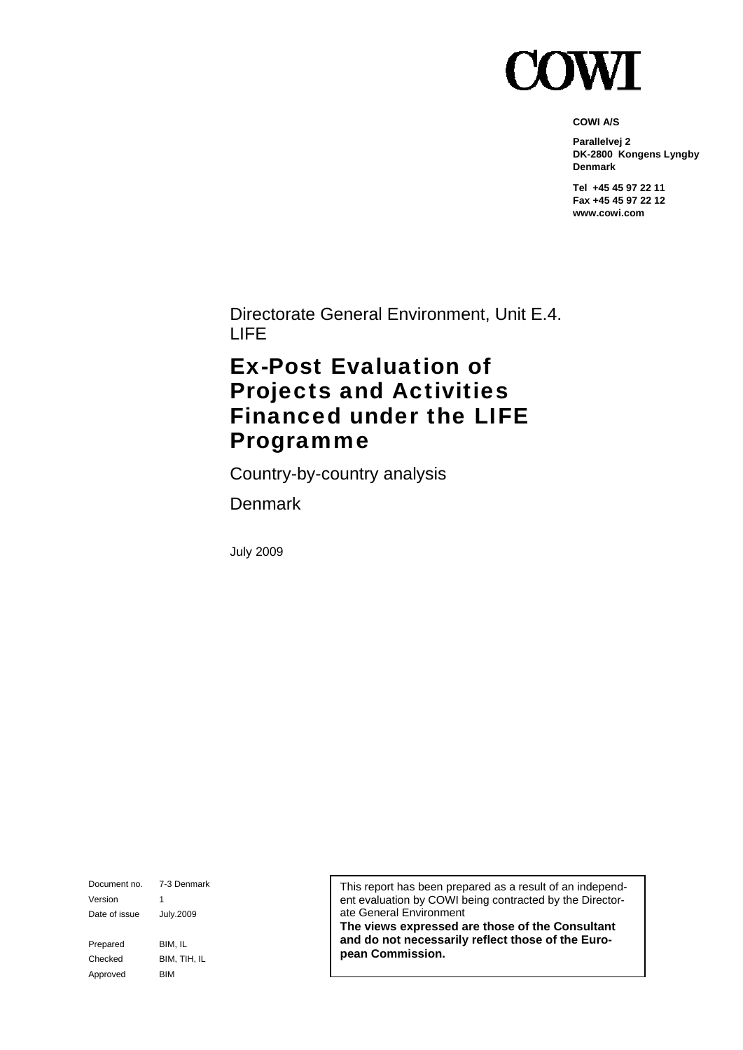# COWI

**COWI A/S**

**Parallelvej 2**
**DK-2800 Kongens Lyngby**
**Denmark**

**Tel +45 45 97 22 11**
**Fax +45 45 97 22 12**
**www.cowi.com**

Directorate General Environment, Unit E.4. LIFE

# Ex-Post Evaluation of Projects and Activities Financed under the LIFE Programme

Country-by-country analysis

Denmark

July 2009

| | |
|---|---|
| Document no. | 7-3 Denmark |
| Version | 1 |
| Date of issue | July.2009 |
| Prepared | BIM, IL |
| Checked | BIM, TIH, IL |
| Approved | BIM |

This report has been prepared as a result of an independent evaluation by COWI being contracted by the Directorate General Environment
**The views expressed are those of the Consultant and do not necessarily reflect those of the European Commission.**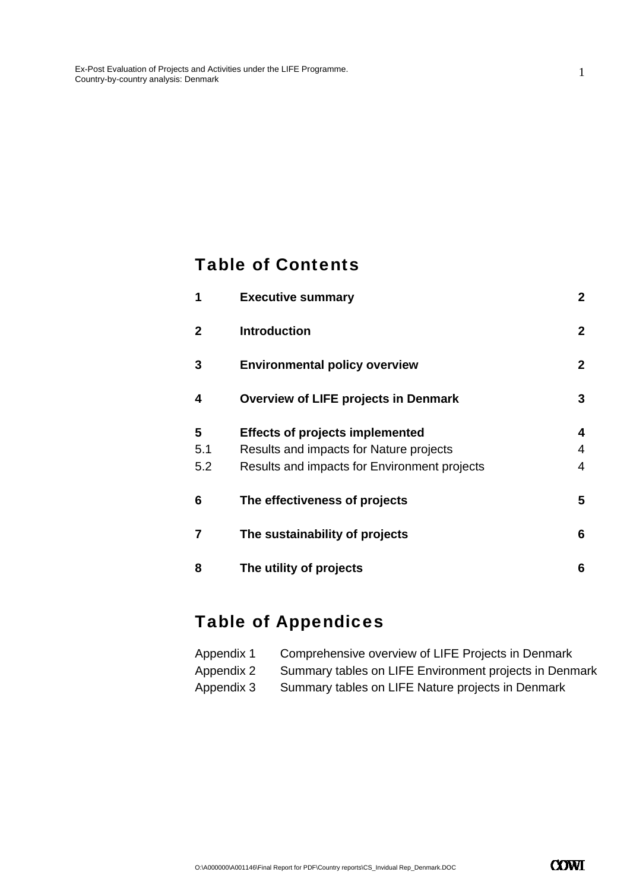## Table of Contents

| | | |
|---|---|---|
| **1** | **Executive summary** | **2** |
| **2** | **Introduction** | **2** |
| **3** | **Environmental policy overview** | **2** |
| **4** | **Overview of LIFE projects in Denmark** | **3** |
| **5** | **Effects of projects implemented** | **4** |
| 5.1 | Results and impacts for Nature projects | 4 |
| 5.2 | Results and impacts for Environment projects | 4 |
| **6** | **The effectiveness of projects** | **5** |
| **7** | **The sustainability of projects** | **6** |
| **8** | **The utility of projects** | **6** |

## Table of Appendices

| | |
|---|---|
| Appendix 1 | Comprehensive overview of LIFE Projects in Denmark |
| Appendix 2 | Summary tables on LIFE Environment projects in Denmark |
| Appendix 3 | Summary tables on LIFE Nature projects in Denmark |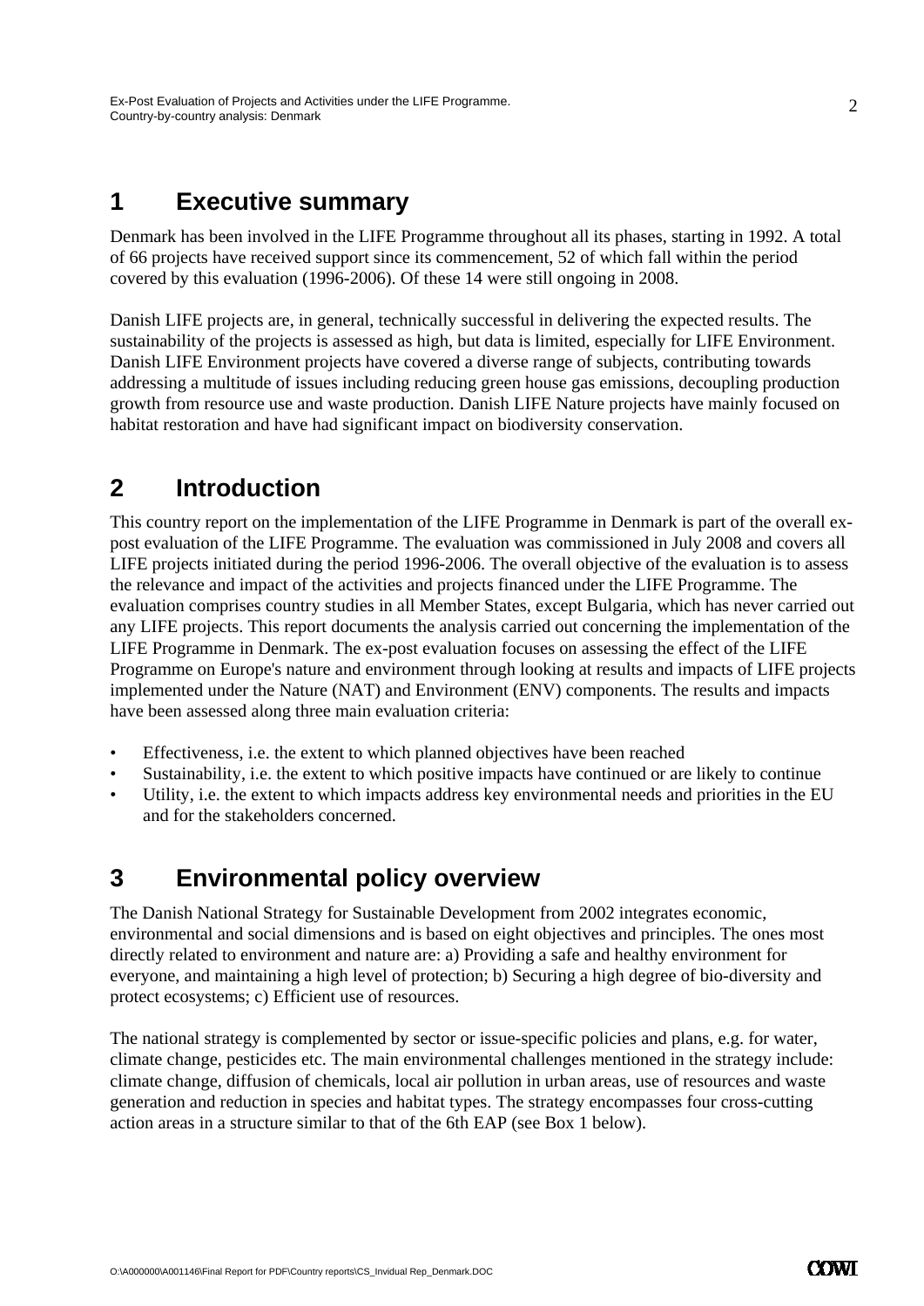# 1 Executive summary

Denmark has been involved in the LIFE Programme throughout all its phases, starting in 1992. A total of 66 projects have received support since its commencement, 52 of which fall within the period covered by this evaluation (1996-2006). Of these 14 were still ongoing in 2008.

Danish LIFE projects are, in general, technically successful in delivering the expected results. The sustainability of the projects is assessed as high, but data is limited, especially for LIFE Environment. Danish LIFE Environment projects have covered a diverse range of subjects, contributing towards addressing a multitude of issues including reducing green house gas emissions, decoupling production growth from resource use and waste production. Danish LIFE Nature projects have mainly focused on habitat restoration and have had significant impact on biodiversity conservation.

# 2 Introduction

This country report on the implementation of the LIFE Programme in Denmark is part of the overall ex-post evaluation of the LIFE Programme. The evaluation was commissioned in July 2008 and covers all LIFE projects initiated during the period 1996-2006. The overall objective of the evaluation is to assess the relevance and impact of the activities and projects financed under the LIFE Programme. The evaluation comprises country studies in all Member States, except Bulgaria, which has never carried out any LIFE projects. This report documents the analysis carried out concerning the implementation of the LIFE Programme in Denmark. The ex-post evaluation focuses on assessing the effect of the LIFE Programme on Europe's nature and environment through looking at results and impacts of LIFE projects implemented under the Nature (NAT) and Environment (ENV) components. The results and impacts have been assessed along three main evaluation criteria:

- Effectiveness, i.e. the extent to which planned objectives have been reached
- Sustainability, i.e. the extent to which positive impacts have continued or are likely to continue
- Utility, i.e. the extent to which impacts address key environmental needs and priorities in the EU and for the stakeholders concerned.

# 3 Environmental policy overview

The Danish National Strategy for Sustainable Development from 2002 integrates economic, environmental and social dimensions and is based on eight objectives and principles. The ones most directly related to environment and nature are: a) Providing a safe and healthy environment for everyone, and maintaining a high level of protection; b) Securing a high degree of bio-diversity and protect ecosystems; c) Efficient use of resources.

The national strategy is complemented by sector or issue-specific policies and plans, e.g. for water, climate change, pesticides etc. The main environmental challenges mentioned in the strategy include: climate change, diffusion of chemicals, local air pollution in urban areas, use of resources and waste generation and reduction in species and habitat types. The strategy encompasses four cross-cutting action areas in a structure similar to that of the 6th EAP (see Box 1 below).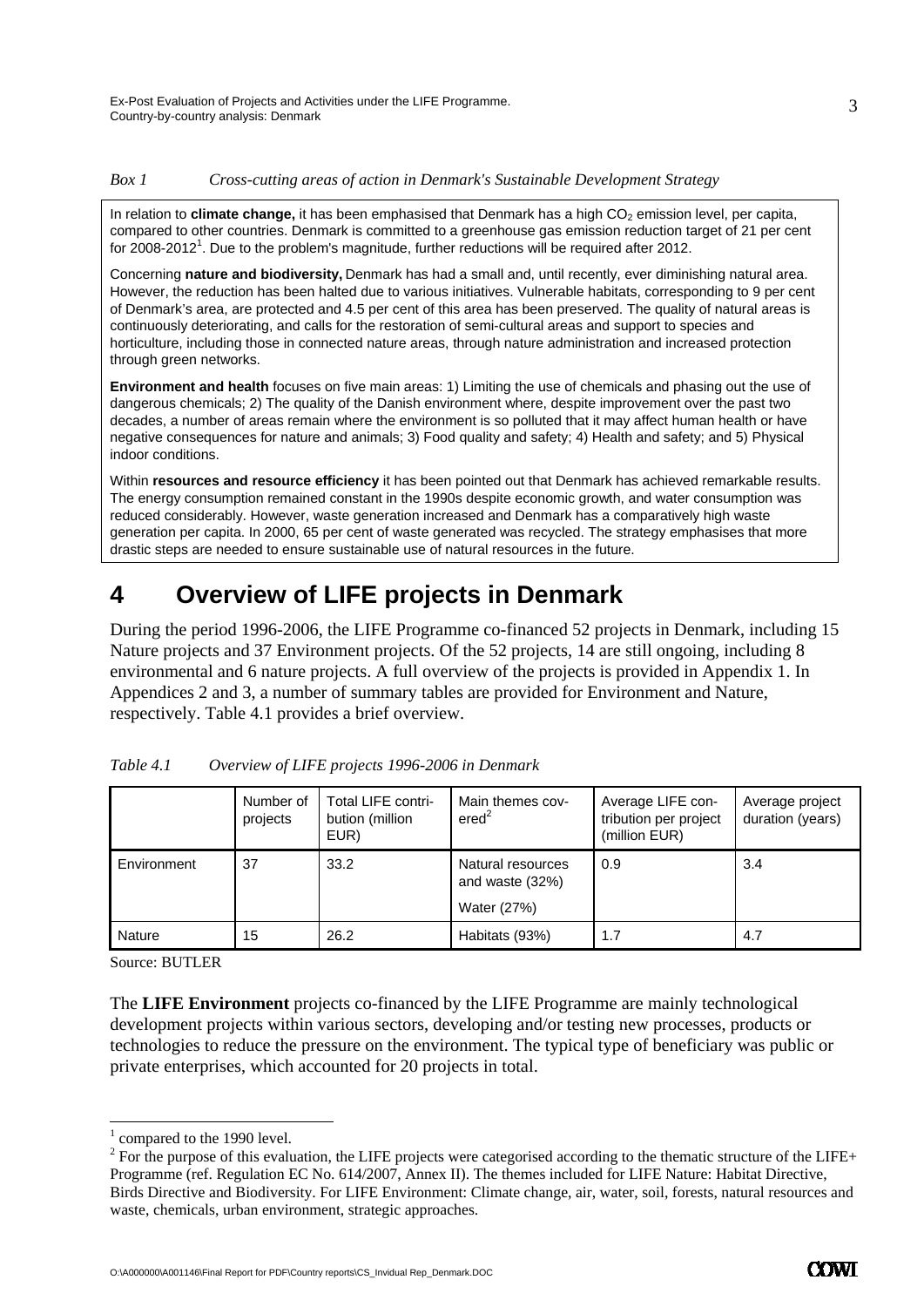*Box 1 Cross-cutting areas of action in Denmark's Sustainable Development Strategy*

In relation to **climate change,** it has been emphasised that Denmark has a high $CO_2$ emission level, per capita, compared to other countries. Denmark is committed to a greenhouse gas emission reduction target of 21 per cent for 2008-2012[1]. Due to the problem's magnitude, further reductions will be required after 2012.

Concerning **nature and biodiversity,** Denmark has had a small and, until recently, ever diminishing natural area. However, the reduction has been halted due to various initiatives. Vulnerable habitats, corresponding to 9 per cent of Denmark's area, are protected and 4.5 per cent of this area has been preserved. The quality of natural areas is continuously deteriorating, and calls for the restoration of semi-cultural areas and support to species and horticulture, including those in connected nature areas, through nature administration and increased protection through green networks.

**Environment and health** focuses on five main areas: 1) Limiting the use of chemicals and phasing out the use of dangerous chemicals; 2) The quality of the Danish environment where, despite improvement over the past two decades, a number of areas remain where the environment is so polluted that it may affect human health or have negative consequences for nature and animals; 3) Food quality and safety; 4) Health and safety; and 5) Physical indoor conditions.

Within **resources and resource efficiency** it has been pointed out that Denmark has achieved remarkable results. The energy consumption remained constant in the 1990s despite economic growth, and water consumption was reduced considerably. However, waste generation increased and Denmark has a comparatively high waste generation per capita. In 2000, 65 per cent of waste generated was recycled. The strategy emphasises that more drastic steps are needed to ensure sustainable use of natural resources in the future.

# 4 Overview of LIFE projects in Denmark

During the period 1996-2006, the LIFE Programme co-financed 52 projects in Denmark, including 15 Nature projects and 37 Environment projects. Of the 52 projects, 14 are still ongoing, including 8 environmental and 6 nature projects. A full overview of the projects is provided in Appendix 1. In Appendices 2 and 3, a number of summary tables are provided for Environment and Nature, respectively. Table 4.1 provides a brief overview.

*Table 4.1 Overview of LIFE projects 1996-2006 in Denmark*

| | Number of projects | Total LIFE contribution (million EUR) | Main themes covered[2] | Average LIFE contribution per project (million EUR) | Average project duration (years) |
|---|---|---|---|---|---|
| Environment | 37 | 33.2 | Natural resources and waste (32%)<br>Water (27%) | 0.9 | 3.4 |
| Nature | 15 | 26.2 | Habitats (93%) | 1.7 | 4.7 |

Source: BUTLER

The **LIFE Environment** projects co-financed by the LIFE Programme are mainly technological development projects within various sectors, developing and/or testing new processes, products or technologies to reduce the pressure on the environment. The typical type of beneficiary was public or private enterprises, which accounted for 20 projects in total.

[1] compared to the 1990 level.

[2] For the purpose of this evaluation, the LIFE projects were categorised according to the thematic structure of the LIFE+ Programme (ref. Regulation EC No. 614/2007, Annex II). The themes included for LIFE Nature: Habitat Directive, Birds Directive and Biodiversity. For LIFE Environment: Climate change, air, water, soil, forests, natural resources and waste, chemicals, urban environment, strategic approaches.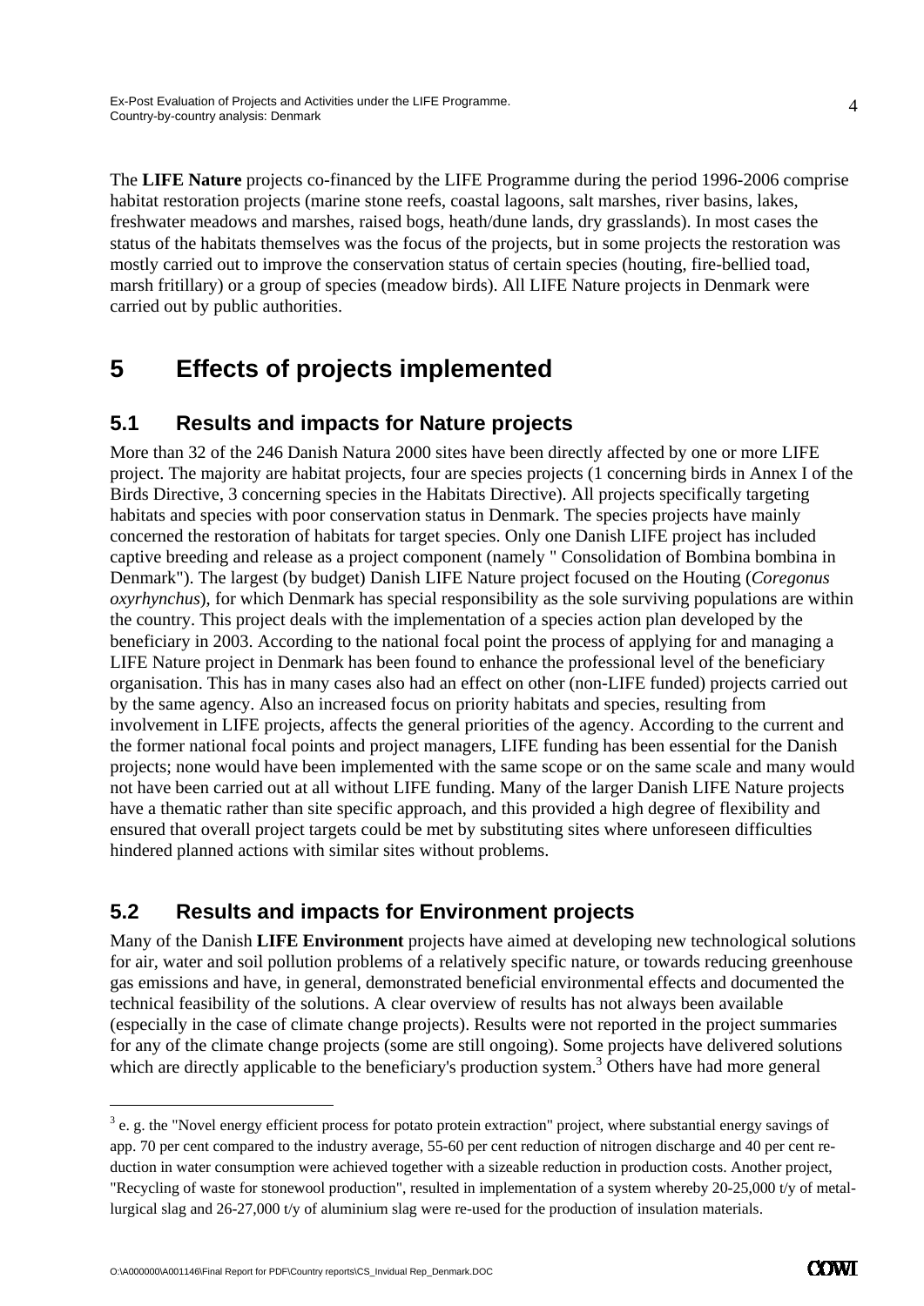The **LIFE Nature** projects co-financed by the LIFE Programme during the period 1996-2006 comprise habitat restoration projects (marine stone reefs, coastal lagoons, salt marshes, river basins, lakes, freshwater meadows and marshes, raised bogs, heath/dune lands, dry grasslands). In most cases the status of the habitats themselves was the focus of the projects, but in some projects the restoration was mostly carried out to improve the conservation status of certain species (houting, fire-bellied toad, marsh fritillary) or a group of species (meadow birds). All LIFE Nature projects in Denmark were carried out by public authorities.

# 5 Effects of projects implemented

## 5.1 Results and impacts for Nature projects

More than 32 of the 246 Danish Natura 2000 sites have been directly affected by one or more LIFE project. The majority are habitat projects, four are species projects (1 concerning birds in Annex I of the Birds Directive, 3 concerning species in the Habitats Directive). All projects specifically targeting habitats and species with poor conservation status in Denmark. The species projects have mainly concerned the restoration of habitats for target species. Only one Danish LIFE project has included captive breeding and release as a project component (namely " Consolidation of Bombina bombina in Denmark"). The largest (by budget) Danish LIFE Nature project focused on the Houting (*Coregonus oxyrhynchus*), for which Denmark has special responsibility as the sole surviving populations are within the country. This project deals with the implementation of a species action plan developed by the beneficiary in 2003. According to the national focal point the process of applying for and managing a LIFE Nature project in Denmark has been found to enhance the professional level of the beneficiary organisation. This has in many cases also had an effect on other (non-LIFE funded) projects carried out by the same agency. Also an increased focus on priority habitats and species, resulting from involvement in LIFE projects, affects the general priorities of the agency. According to the current and the former national focal points and project managers, LIFE funding has been essential for the Danish projects; none would have been implemented with the same scope or on the same scale and many would not have been carried out at all without LIFE funding. Many of the larger Danish LIFE Nature projects have a thematic rather than site specific approach, and this provided a high degree of flexibility and ensured that overall project targets could be met by substituting sites where unforeseen difficulties hindered planned actions with similar sites without problems.

## 5.2 Results and impacts for Environment projects

Many of the Danish **LIFE Environment** projects have aimed at developing new technological solutions for air, water and soil pollution problems of a relatively specific nature, or towards reducing greenhouse gas emissions and have, in general, demonstrated beneficial environmental effects and documented the technical feasibility of the solutions. A clear overview of results has not always been available (especially in the case of climate change projects). Results were not reported in the project summaries for any of the climate change projects (some are still ongoing). Some projects have delivered solutions which are directly applicable to the beneficiary's production system.[3] Others have had more general

[3] e. g. the "Novel energy efficient process for potato protein extraction" project, where substantial energy savings of app. 70 per cent compared to the industry average, 55-60 per cent reduction of nitrogen discharge and 40 per cent reduction in water consumption were achieved together with a sizeable reduction in production costs. Another project, "Recycling of waste for stonewool production", resulted in implementation of a system whereby 20-25,000 t/y of metallurgical slag and 26-27,000 t/y of aluminium slag were re-used for the production of insulation materials.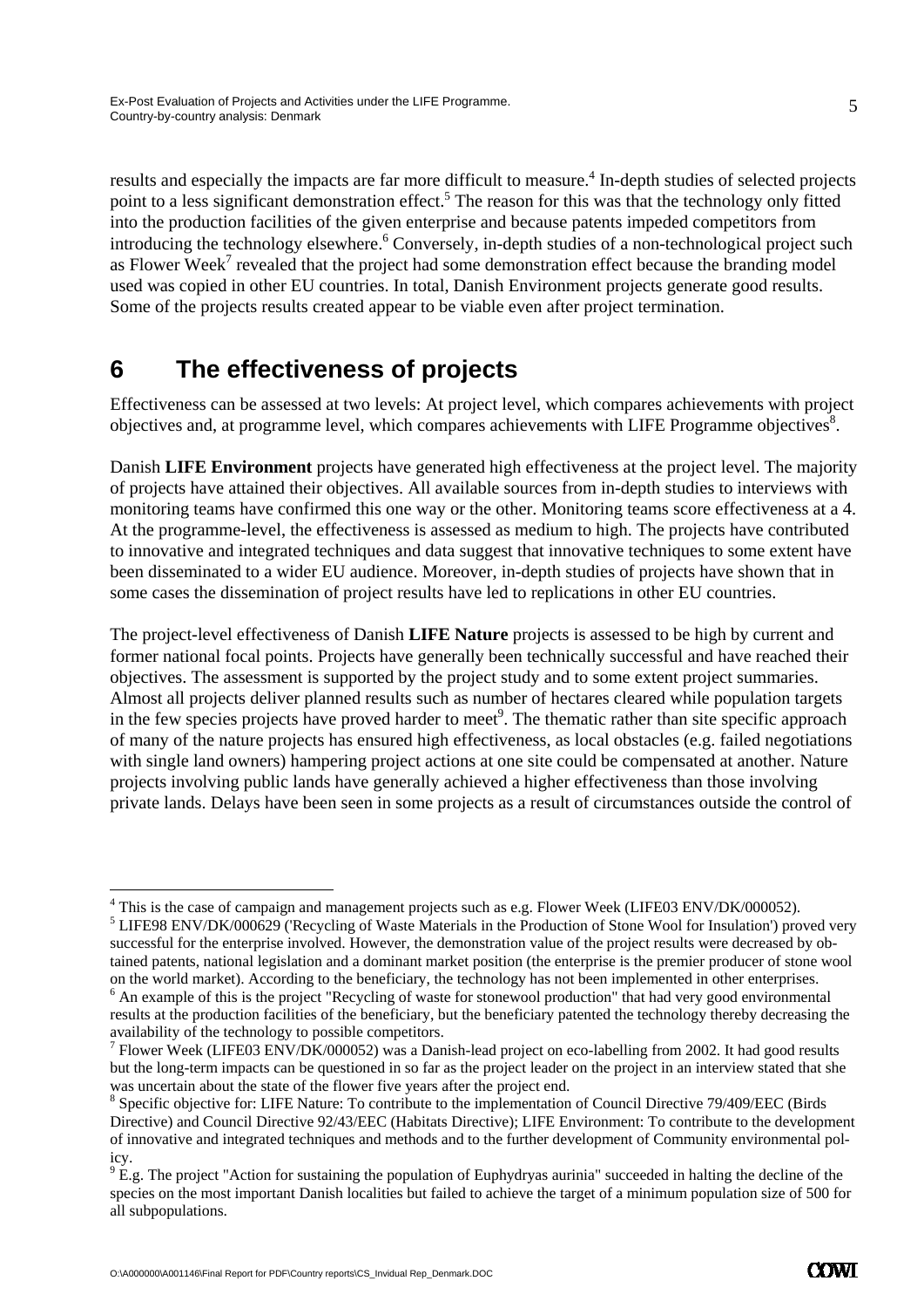results and especially the impacts are far more difficult to measure.[4] In-depth studies of selected projects point to a less significant demonstration effect.[5] The reason for this was that the technology only fitted into the production facilities of the given enterprise and because patents impeded competitors from introducing the technology elsewhere.[6] Conversely, in-depth studies of a non-technological project such as Flower Week[7] revealed that the project had some demonstration effect because the branding model used was copied in other EU countries. In total, Danish Environment projects generate good results. Some of the projects results created appear to be viable even after project termination.

# 6 The effectiveness of projects

Effectiveness can be assessed at two levels: At project level, which compares achievements with project objectives and, at programme level, which compares achievements with LIFE Programme objectives[8].

Danish **LIFE Environment** projects have generated high effectiveness at the project level. The majority of projects have attained their objectives. All available sources from in-depth studies to interviews with monitoring teams have confirmed this one way or the other. Monitoring teams score effectiveness at a 4. At the programme-level, the effectiveness is assessed as medium to high. The projects have contributed to innovative and integrated techniques and data suggest that innovative techniques to some extent have been disseminated to a wider EU audience. Moreover, in-depth studies of projects have shown that in some cases the dissemination of project results have led to replications in other EU countries.

The project-level effectiveness of Danish **LIFE Nature** projects is assessed to be high by current and former national focal points. Projects have generally been technically successful and have reached their objectives. The assessment is supported by the project study and to some extent project summaries. Almost all projects deliver planned results such as number of hectares cleared while population targets in the few species projects have proved harder to meet[9]. The thematic rather than site specific approach of many of the nature projects has ensured high effectiveness, as local obstacles (e.g. failed negotiations with single land owners) hampering project actions at one site could be compensated at another. Nature projects involving public lands have generally achieved a higher effectiveness than those involving private lands. Delays have been seen in some projects as a result of circumstances outside the control of

---

[4] This is the case of campaign and management projects such as e.g. Flower Week (LIFE03 ENV/DK/000052).

[5] LIFE98 ENV/DK/000629 ('Recycling of Waste Materials in the Production of Stone Wool for Insulation') proved very successful for the enterprise involved. However, the demonstration value of the project results were decreased by obtained patents, national legislation and a dominant market position (the enterprise is the premier producer of stone wool on the world market). According to the beneficiary, the technology has not been implemented in other enterprises.

[6] An example of this is the project "Recycling of waste for stonewool production" that had very good environmental results at the production facilities of the beneficiary, but the beneficiary patented the technology thereby decreasing the availability of the technology to possible competitors.

[7] Flower Week (LIFE03 ENV/DK/000052) was a Danish-lead project on eco-labelling from 2002. It had good results but the long-term impacts can be questioned in so far as the project leader on the project in an interview stated that she was uncertain about the state of the flower five years after the project end.

[8] Specific objective for: LIFE Nature: To contribute to the implementation of Council Directive 79/409/EEC (Birds Directive) and Council Directive 92/43/EEC (Habitats Directive); LIFE Environment: To contribute to the development of innovative and integrated techniques and methods and to the further development of Community environmental policy.

[9] E.g. The project "Action for sustaining the population of Euphydryas aurinia" succeeded in halting the decline of the species on the most important Danish localities but failed to achieve the target of a minimum population size of 500 for all subpopulations.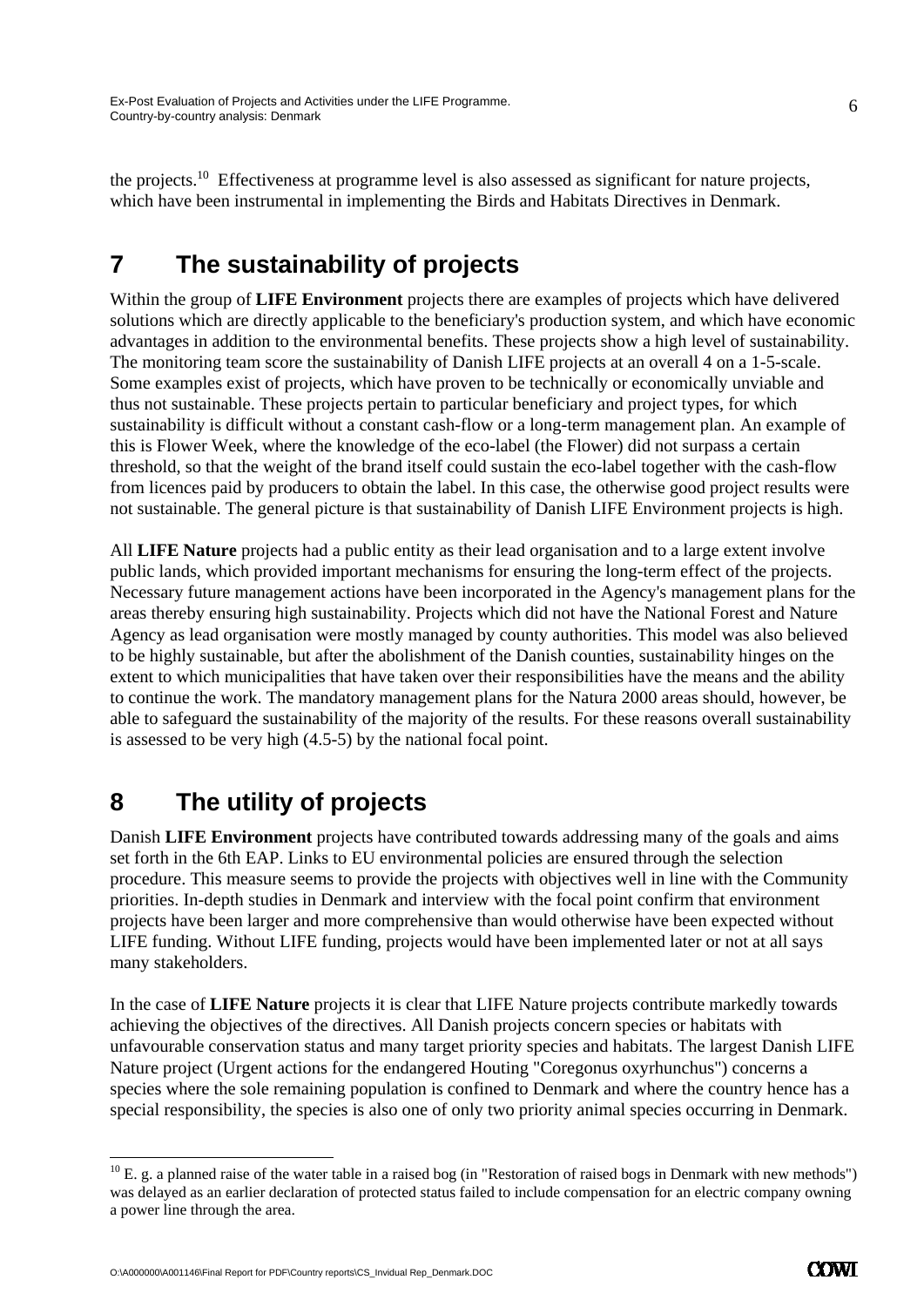the projects.[10] Effectiveness at programme level is also assessed as significant for nature projects, which have been instrumental in implementing the Birds and Habitats Directives in Denmark.

# 7 The sustainability of projects

Within the group of **LIFE Environment** projects there are examples of projects which have delivered solutions which are directly applicable to the beneficiary's production system, and which have economic advantages in addition to the environmental benefits. These projects show a high level of sustainability. The monitoring team score the sustainability of Danish LIFE projects at an overall 4 on a 1-5-scale. Some examples exist of projects, which have proven to be technically or economically unviable and thus not sustainable. These projects pertain to particular beneficiary and project types, for which sustainability is difficult without a constant cash-flow or a long-term management plan. An example of this is Flower Week, where the knowledge of the eco-label (the Flower) did not surpass a certain threshold, so that the weight of the brand itself could sustain the eco-label together with the cash-flow from licences paid by producers to obtain the label. In this case, the otherwise good project results were not sustainable. The general picture is that sustainability of Danish LIFE Environment projects is high.

All **LIFE Nature** projects had a public entity as their lead organisation and to a large extent involve public lands, which provided important mechanisms for ensuring the long-term effect of the projects. Necessary future management actions have been incorporated in the Agency's management plans for the areas thereby ensuring high sustainability. Projects which did not have the National Forest and Nature Agency as lead organisation were mostly managed by county authorities. This model was also believed to be highly sustainable, but after the abolishment of the Danish counties, sustainability hinges on the extent to which municipalities that have taken over their responsibilities have the means and the ability to continue the work. The mandatory management plans for the Natura 2000 areas should, however, be able to safeguard the sustainability of the majority of the results. For these reasons overall sustainability is assessed to be very high (4.5-5) by the national focal point.

# 8 The utility of projects

Danish **LIFE Environment** projects have contributed towards addressing many of the goals and aims set forth in the 6th EAP. Links to EU environmental policies are ensured through the selection procedure. This measure seems to provide the projects with objectives well in line with the Community priorities. In-depth studies in Denmark and interview with the focal point confirm that environment projects have been larger and more comprehensive than would otherwise have been expected without LIFE funding. Without LIFE funding, projects would have been implemented later or not at all says many stakeholders.

In the case of **LIFE Nature** projects it is clear that LIFE Nature projects contribute markedly towards achieving the objectives of the directives. All Danish projects concern species or habitats with unfavourable conservation status and many target priority species and habitats. The largest Danish LIFE Nature project (Urgent actions for the endangered Houting "Coregonus oxyrhunchus") concerns a species where the sole remaining population is confined to Denmark and where the country hence has a special responsibility, the species is also one of only two priority animal species occurring in Denmark.

---

[10] E. g. a planned raise of the water table in a raised bog (in "Restoration of raised bogs in Denmark with new methods") was delayed as an earlier declaration of protected status failed to include compensation for an electric company owning a power line through the area.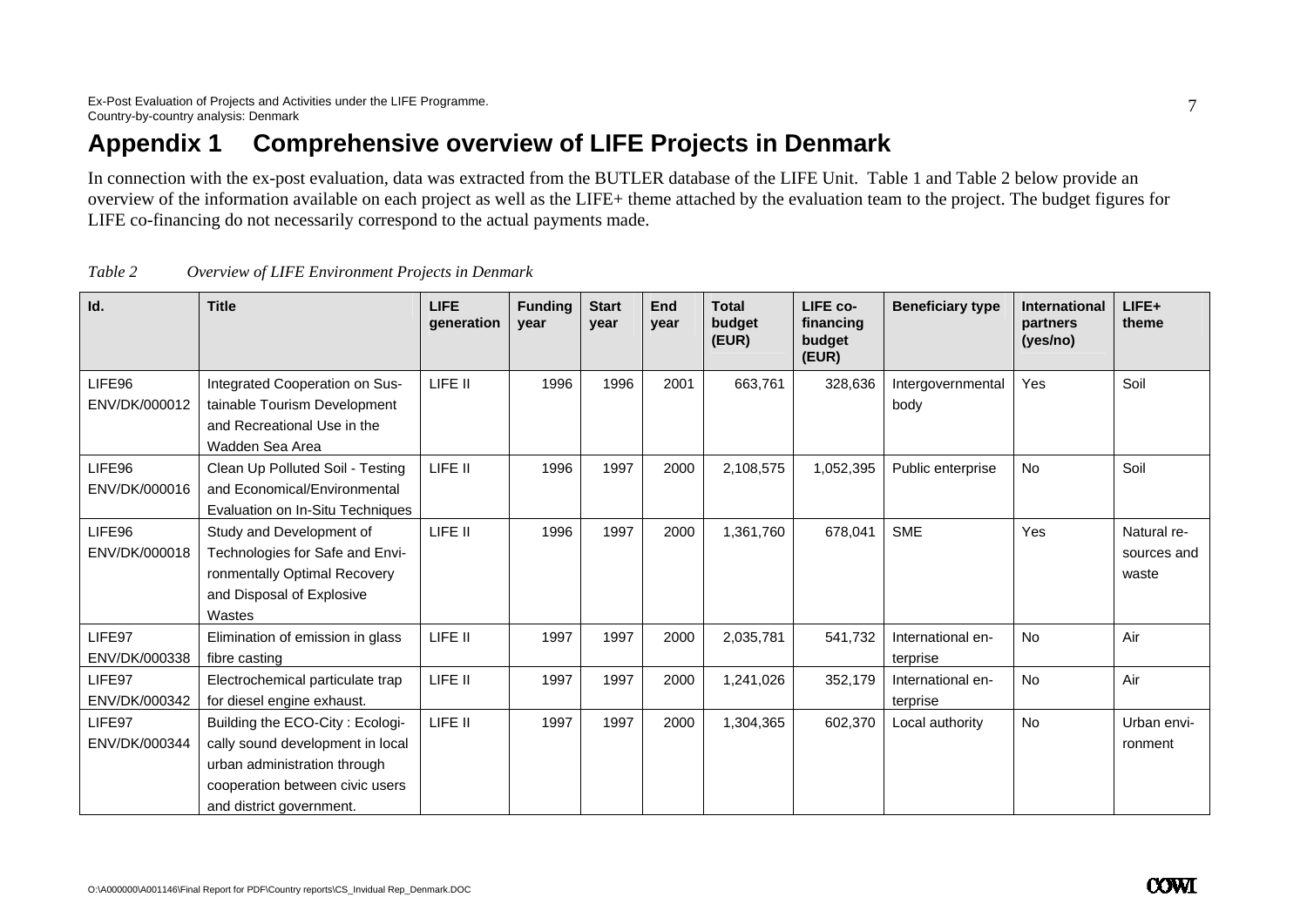# Appendix 1 Comprehensive overview of LIFE Projects in Denmark

In connection with the ex-post evaluation, data was extracted from the BUTLER database of the LIFE Unit. Table 1 and Table 2 below provide an overview of the information available on each project as well as the LIFE+ theme attached by the evaluation team to the project. The budget figures for LIFE co-financing do not necessarily correspond to the actual payments made.

*Table 2 Overview of LIFE Environment Projects in Denmark*

| Id. | Title | LIFE generation | Funding year | Start year | End year | Total budget (EUR) | LIFE co-financing budget (EUR) | Beneficiary type | International partners (yes/no) | LIFE+ theme |
|---|---|---|---|---|---|---|---|---|---|---|
| LIFE96 ENV/DK/000012 | Integrated Cooperation on Sustainable Tourism Development and Recreational Use in the Wadden Sea Area | LIFE II | 1996 | 1996 | 2001 | 663,761 | 328,636 | Intergovernmental body | Yes | Soil |
| LIFE96 ENV/DK/000016 | Clean Up Polluted Soil - Testing and Economical/Environmental Evaluation on In-Situ Techniques | LIFE II | 1996 | 1997 | 2000 | 2,108,575 | 1,052,395 | Public enterprise | No | Soil |
| LIFE96 ENV/DK/000018 | Study and Development of Technologies for Safe and Environmentally Optimal Recovery and Disposal of Explosive Wastes | LIFE II | 1996 | 1997 | 2000 | 1,361,760 | 678,041 | SME | Yes | Natural resources and waste |
| LIFE97 ENV/DK/000338 | Elimination of emission in glass fibre casting | LIFE II | 1997 | 1997 | 2000 | 2,035,781 | 541,732 | International enterprise | No | Air |
| LIFE97 ENV/DK/000342 | Electrochemical particulate trap for diesel engine exhaust. | LIFE II | 1997 | 1997 | 2000 | 1,241,026 | 352,179 | International enterprise | No | Air |
| LIFE97 ENV/DK/000344 | Building the ECO-City : Ecologically sound development in local urban administration through cooperation between civic users and district government. | LIFE II | 1997 | 1997 | 2000 | 1,304,365 | 602,370 | Local authority | No | Urban environment |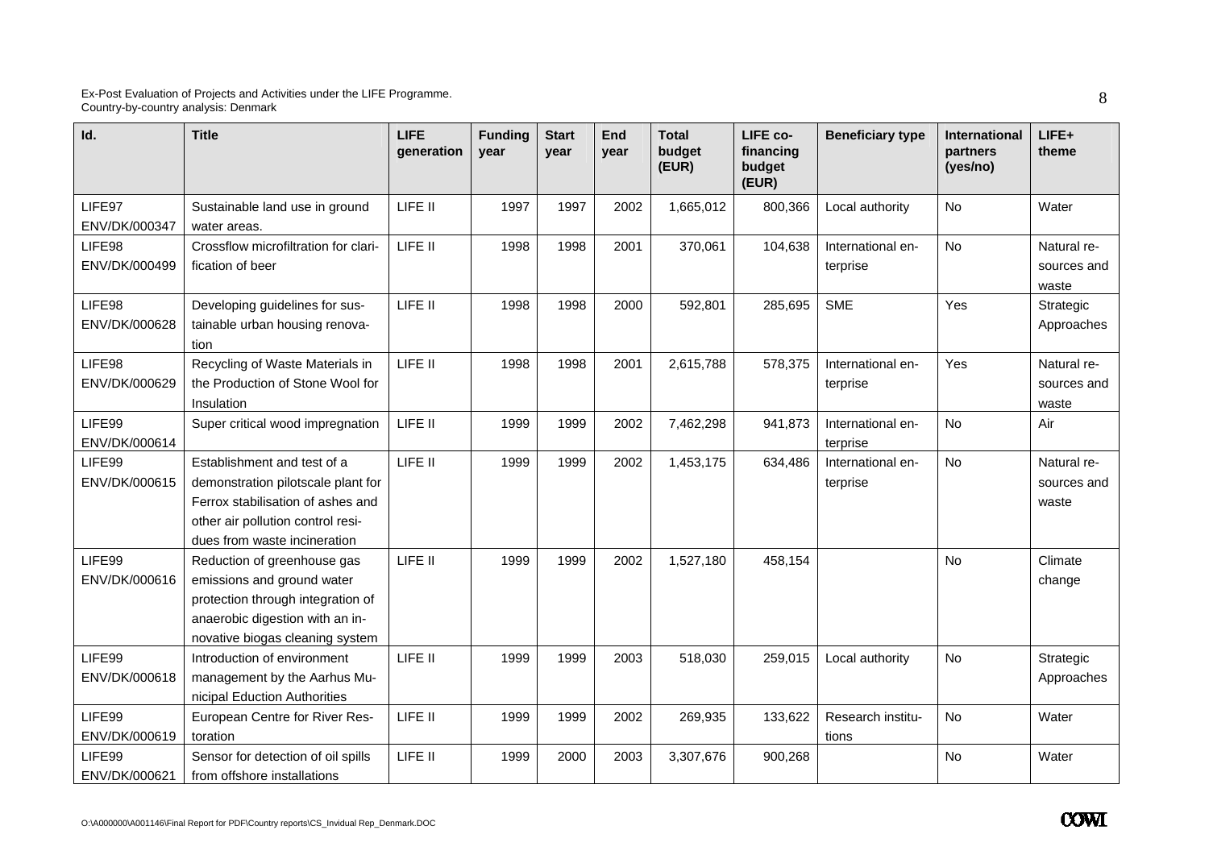| Id. | Title | LIFE generation | Funding year | Start year | End year | Total budget (EUR) | LIFE co-financing budget (EUR) | Beneficiary type | International partners (yes/no) | LIFE+ theme |
|---|---|---|---|---|---|---|---|---|---|---|
| LIFE97 ENV/DK/000347 | Sustainable land use in ground water areas. | LIFE II | 1997 | 1997 | 2002 | 1,665,012 | 800,366 | Local authority | No | Water |
| LIFE98 ENV/DK/000499 | Crossflow microfiltration for clarification of beer | LIFE II | 1998 | 1998 | 2001 | 370,061 | 104,638 | International enterprise | No | Natural resources and waste |
| LIFE98 ENV/DK/000628 | Developing guidelines for sustainable urban housing renovation | LIFE II | 1998 | 1998 | 2000 | 592,801 | 285,695 | SME | Yes | Strategic Approaches |
| LIFE98 ENV/DK/000629 | Recycling of Waste Materials in the Production of Stone Wool for Insulation | LIFE II | 1998 | 1998 | 2001 | 2,615,788 | 578,375 | International enterprise | Yes | Natural resources and waste |
| LIFE99 ENV/DK/000614 | Super critical wood impregnation | LIFE II | 1999 | 1999 | 2002 | 7,462,298 | 941,873 | International enterprise | No | Air |
| LIFE99 ENV/DK/000615 | Establishment and test of a demonstration pilotscale plant for Ferrox stabilisation of ashes and other air pollution control residues from waste incineration | LIFE II | 1999 | 1999 | 2002 | 1,453,175 | 634,486 | International enterprise | No | Natural resources and waste |
| LIFE99 ENV/DK/000616 | Reduction of greenhouse gas emissions and ground water protection through integration of anaerobic digestion with an innovative biogas cleaning system | LIFE II | 1999 | 1999 | 2002 | 1,527,180 | 458,154 | | No | Climate change |
| LIFE99 ENV/DK/000618 | Introduction of environment management by the Aarhus Municipal Eduction Authorities | LIFE II | 1999 | 1999 | 2003 | 518,030 | 259,015 | Local authority | No | Strategic Approaches |
| LIFE99 ENV/DK/000619 | European Centre for River Restoration | LIFE II | 1999 | 1999 | 2002 | 269,935 | 133,622 | Research institutions | No | Water |
| LIFE99 ENV/DK/000621 | Sensor for detection of oil spills from offshore installations | LIFE II | 1999 | 2000 | 2003 | 3,307,676 | 900,268 | | No | Water |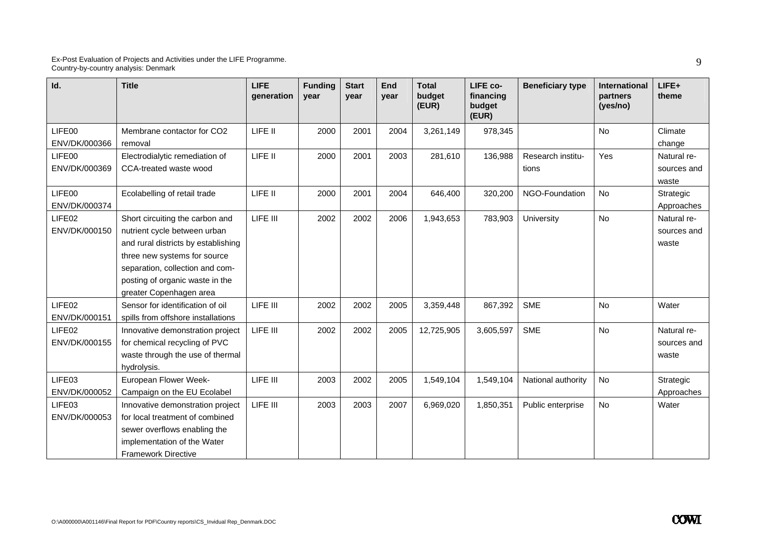| Id. | Title | LIFE generation | Funding year | Start year | End year | Total budget (EUR) | LIFE co-financing budget (EUR) | Beneficiary type | International partners (yes/no) | LIFE+ theme |
|---|---|---|---|---|---|---|---|---|---|---|
| LIFE00 ENV/DK/000366 | Membrane contactor for $CO_2$ removal | LIFE II | 2000 | 2001 | 2004 | 3,261,149 | 978,345 | | No | Climate change |
| LIFE00 ENV/DK/000369 | Electrodialytic remediation of CCA-treated waste wood | LIFE II | 2000 | 2001 | 2003 | 281,610 | 136,988 | Research institutions | Yes | Natural resources and waste |
| LIFE00 ENV/DK/000374 | Ecolabelling of retail trade | LIFE II | 2000 | 2001 | 2004 | 646,400 | 320,200 | NGO-Foundation | No | Strategic Approaches |
| LIFE02 ENV/DK/000150 | Short circuiting the carbon and nutrient cycle between urban and rural districts by establishing three new systems for source separation, collection and composting of organic waste in the greater Copenhagen area | LIFE III | 2002 | 2002 | 2006 | 1,943,653 | 783,903 | University | No | Natural resources and waste |
| LIFE02 ENV/DK/000151 | Sensor for identification of oil spills from offshore installations | LIFE III | 2002 | 2002 | 2005 | 3,359,448 | 867,392 | SME | No | Water |
| LIFE02 ENV/DK/000155 | Innovative demonstration project for chemical recycling of PVC waste through the use of thermal hydrolysis. | LIFE III | 2002 | 2002 | 2005 | 12,725,905 | 3,605,597 | SME | No | Natural resources and waste |
| LIFE03 ENV/DK/000052 | European Flower Week-Campaign on the EU Ecolabel | LIFE III | 2003 | 2002 | 2005 | 1,549,104 | 1,549,104 | National authority | No | Strategic Approaches |
| LIFE03 ENV/DK/000053 | Innovative demonstration project for local treatment of combined sewer overflows enabling the implementation of the Water Framework Directive | LIFE III | 2003 | 2003 | 2007 | 6,969,020 | 1,850,351 | Public enterprise | No | Water |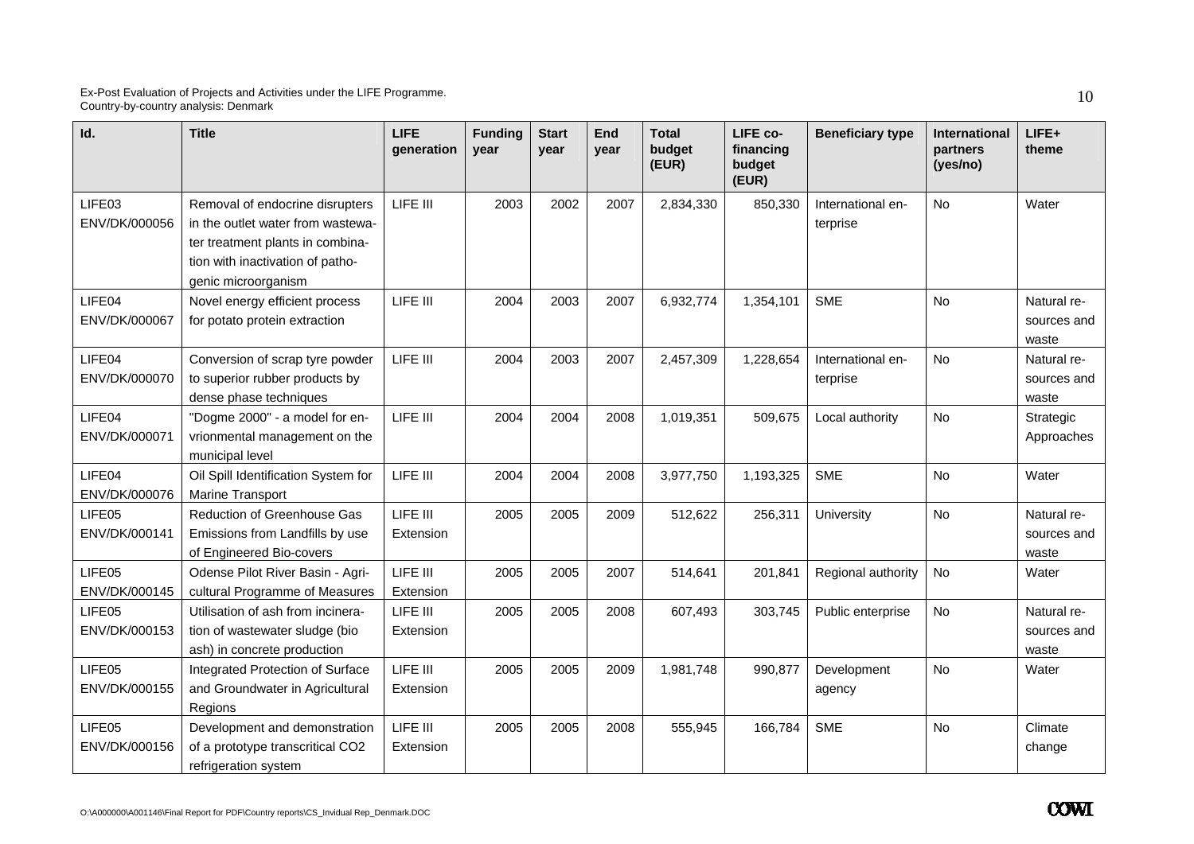| Id. | Title | LIFE generation | Funding year | Start year | End year | Total budget (EUR) | LIFE co-financing budget (EUR) | Beneficiary type | International partners (yes/no) | LIFE+ theme |
|---|---|---|---|---|---|---|---|---|---|---|
| LIFE03 ENV/DK/000056 | Removal of endocrine disrupters in the outlet water from wastewater treatment plants in combination with inactivation of pathogenic microorganism | LIFE III | 2003 | 2002 | 2007 | 2,834,330 | 850,330 | International enterprise | No | Water |
| LIFE04 ENV/DK/000067 | Novel energy efficient process for potato protein extraction | LIFE III | 2004 | 2003 | 2007 | 6,932,774 | 1,354,101 | SME | No | Natural resources and waste |
| LIFE04 ENV/DK/000070 | Conversion of scrap tyre powder to superior rubber products by dense phase techniques | LIFE III | 2004 | 2003 | 2007 | 2,457,309 | 1,228,654 | International enterprise | No | Natural resources and waste |
| LIFE04 ENV/DK/000071 | "Dogme 2000" - a model for environmental management on the municipal level | LIFE III | 2004 | 2004 | 2008 | 1,019,351 | 509,675 | Local authority | No | Strategic Approaches |
| LIFE04 ENV/DK/000076 | Oil Spill Identification System for Marine Transport | LIFE III | 2004 | 2004 | 2008 | 3,977,750 | 1,193,325 | SME | No | Water |
| LIFE05 ENV/DK/000141 | Reduction of Greenhouse Gas Emissions from Landfills by use of Engineered Bio-covers | LIFE III Extension | 2005 | 2005 | 2009 | 512,622 | 256,311 | University | No | Natural resources and waste |
| LIFE05 ENV/DK/000145 | Odense Pilot River Basin - Agricultural Programme of Measures | LIFE III Extension | 2005 | 2005 | 2007 | 514,641 | 201,841 | Regional authority | No | Water |
| LIFE05 ENV/DK/000153 | Utilisation of ash from incineration of wastewater sludge (bio ash) in concrete production | LIFE III Extension | 2005 | 2005 | 2008 | 607,493 | 303,745 | Public enterprise | No | Natural resources and waste |
| LIFE05 ENV/DK/000155 | Integrated Protection of Surface and Groundwater in Agricultural Regions | LIFE III Extension | 2005 | 2005 | 2009 | 1,981,748 | 990,877 | Development agency | No | Water |
| LIFE05 ENV/DK/000156 | Development and demonstration of a prototype transcritical $CO_2$ refrigeration system | LIFE III Extension | 2005 | 2005 | 2008 | 555,945 | 166,784 | SME | No | Climate change |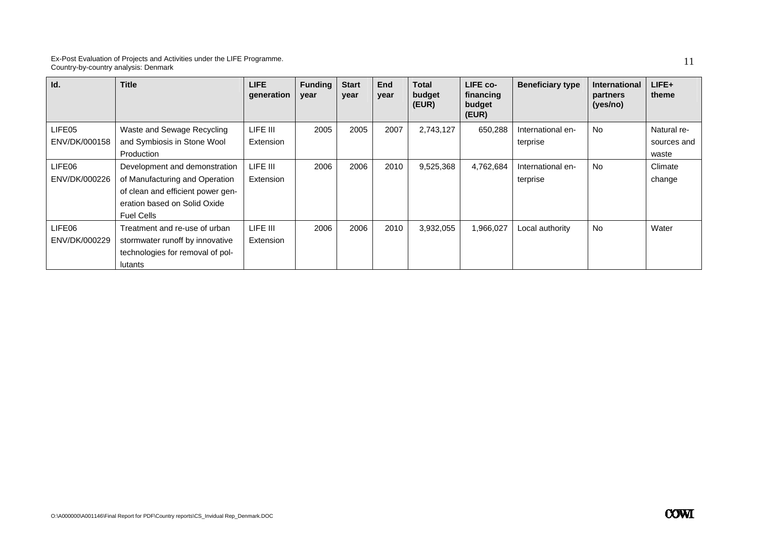| Id. | Title | LIFE generation | Funding year | Start year | End year | Total budget (EUR) | LIFE co-financing budget (EUR) | Beneficiary type | International partners (yes/no) | LIFE+ theme |
|---|---|---|---|---|---|---|---|---|---|---|
| LIFE05 ENV/DK/000158 | Waste and Sewage Recycling and Symbiosis in Stone Wool Production | LIFE III Extension | 2005 | 2005 | 2007 | 2,743,127 | 650,288 | International enterprise | No | Natural resources and waste |
| LIFE06 ENV/DK/000226 | Development and demonstration of Manufacturing and Operation of clean and efficient power generation based on Solid Oxide Fuel Cells | LIFE III Extension | 2006 | 2006 | 2010 | 9,525,368 | 4,762,684 | International enterprise | No | Climate change |
| LIFE06 ENV/DK/000229 | Treatment and re-use of urban stormwater runoff by innovative technologies for removal of pollutants | LIFE III Extension | 2006 | 2006 | 2010 | 3,932,055 | 1,966,027 | Local authority | No | Water |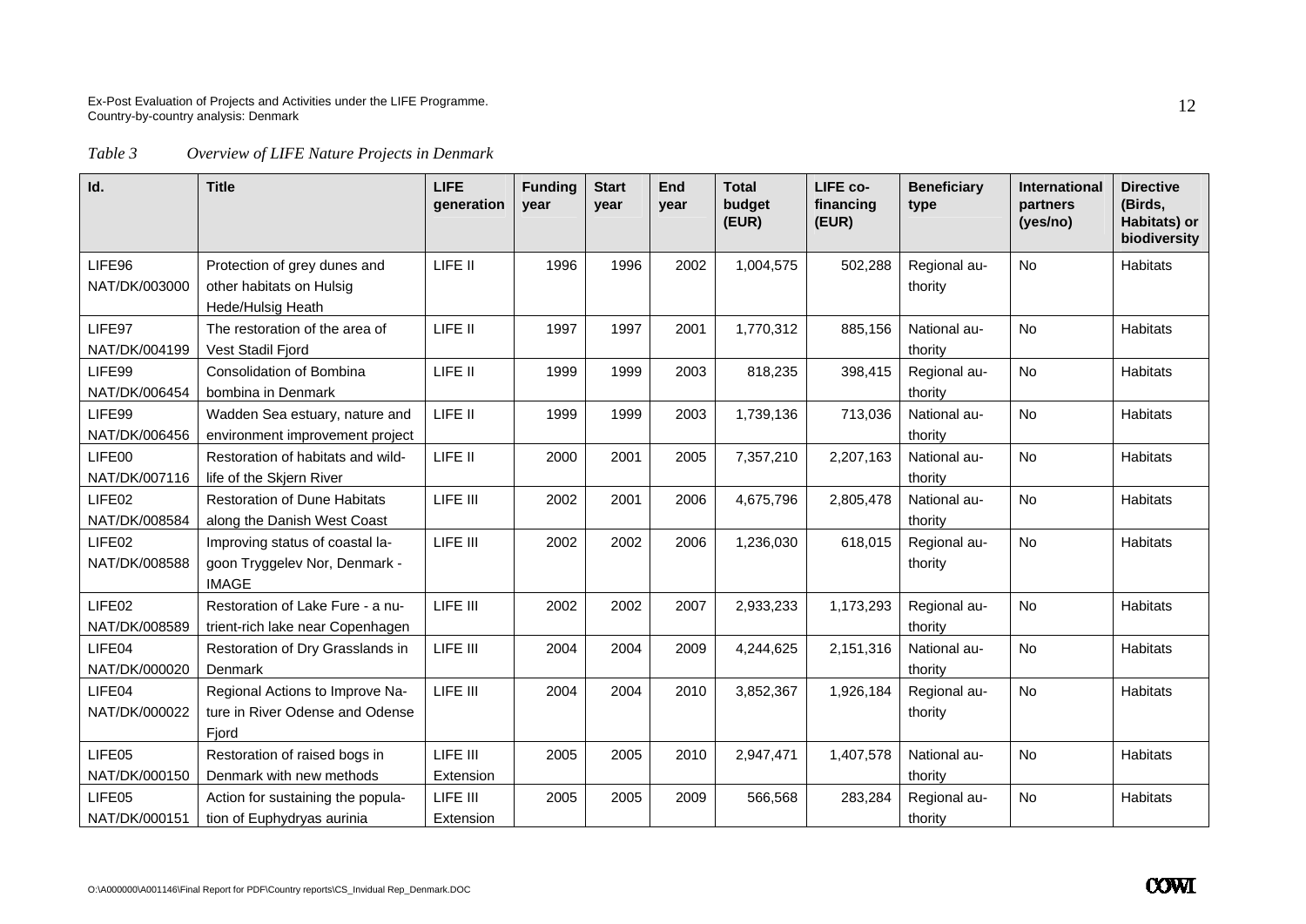*Table 3 Overview of LIFE Nature Projects in Denmark*

| Id. | Title | LIFE generation | Funding year | Start year | End year | Total budget (EUR) | LIFE co-financing (EUR) | Beneficiary type | International partners (yes/no) | Directive (Birds, Habitats) or biodiversity |
|---|---|---|---|---|---|---|---|---|---|---|
| LIFE96 NAT/DK/003000 | Protection of grey dunes and other habitats on Hulsig Hede/Hulsig Heath | LIFE II | 1996 | 1996 | 2002 | 1,004,575 | 502,288 | Regional authority | No | Habitats |
| LIFE97 NAT/DK/004199 | The restoration of the area of Vest Stadil Fjord | LIFE II | 1997 | 1997 | 2001 | 1,770,312 | 885,156 | National authority | No | Habitats |
| LIFE99 NAT/DK/006454 | Consolidation of Bombina bombina in Denmark | LIFE II | 1999 | 1999 | 2003 | 818,235 | 398,415 | Regional authority | No | Habitats |
| LIFE99 NAT/DK/006456 | Wadden Sea estuary, nature and environment improvement project | LIFE II | 1999 | 1999 | 2003 | 1,739,136 | 713,036 | National authority | No | Habitats |
| LIFE00 NAT/DK/007116 | Restoration of habitats and wildlife of the Skjern River | LIFE II | 2000 | 2001 | 2005 | 7,357,210 | 2,207,163 | National authority | No | Habitats |
| LIFE02 NAT/DK/008584 | Restoration of Dune Habitats along the Danish West Coast | LIFE III | 2002 | 2001 | 2006 | 4,675,796 | 2,805,478 | National authority | No | Habitats |
| LIFE02 NAT/DK/008588 | Improving status of coastal lagoon Tryggelev Nor, Denmark - IMAGE | LIFE III | 2002 | 2002 | 2006 | 1,236,030 | 618,015 | Regional authority | No | Habitats |
| LIFE02 NAT/DK/008589 | Restoration of Lake Fure - a nutrient-rich lake near Copenhagen | LIFE III | 2002 | 2002 | 2007 | 2,933,233 | 1,173,293 | Regional authority | No | Habitats |
| LIFE04 NAT/DK/000020 | Restoration of Dry Grasslands in Denmark | LIFE III | 2004 | 2004 | 2009 | 4,244,625 | 2,151,316 | National authority | No | Habitats |
| LIFE04 NAT/DK/000022 | Regional Actions to Improve Nature in River Odense and Odense Fjord | LIFE III | 2004 | 2004 | 2010 | 3,852,367 | 1,926,184 | Regional authority | No | Habitats |
| LIFE05 NAT/DK/000150 | Restoration of raised bogs in Denmark with new methods | LIFE III Extension | 2005 | 2005 | 2010 | 2,947,471 | 1,407,578 | National authority | No | Habitats |
| LIFE05 NAT/DK/000151 | Action for sustaining the population of Euphydryas aurinia | LIFE III Extension | 2005 | 2005 | 2009 | 566,568 | 283,284 | Regional authority | No | Habitats |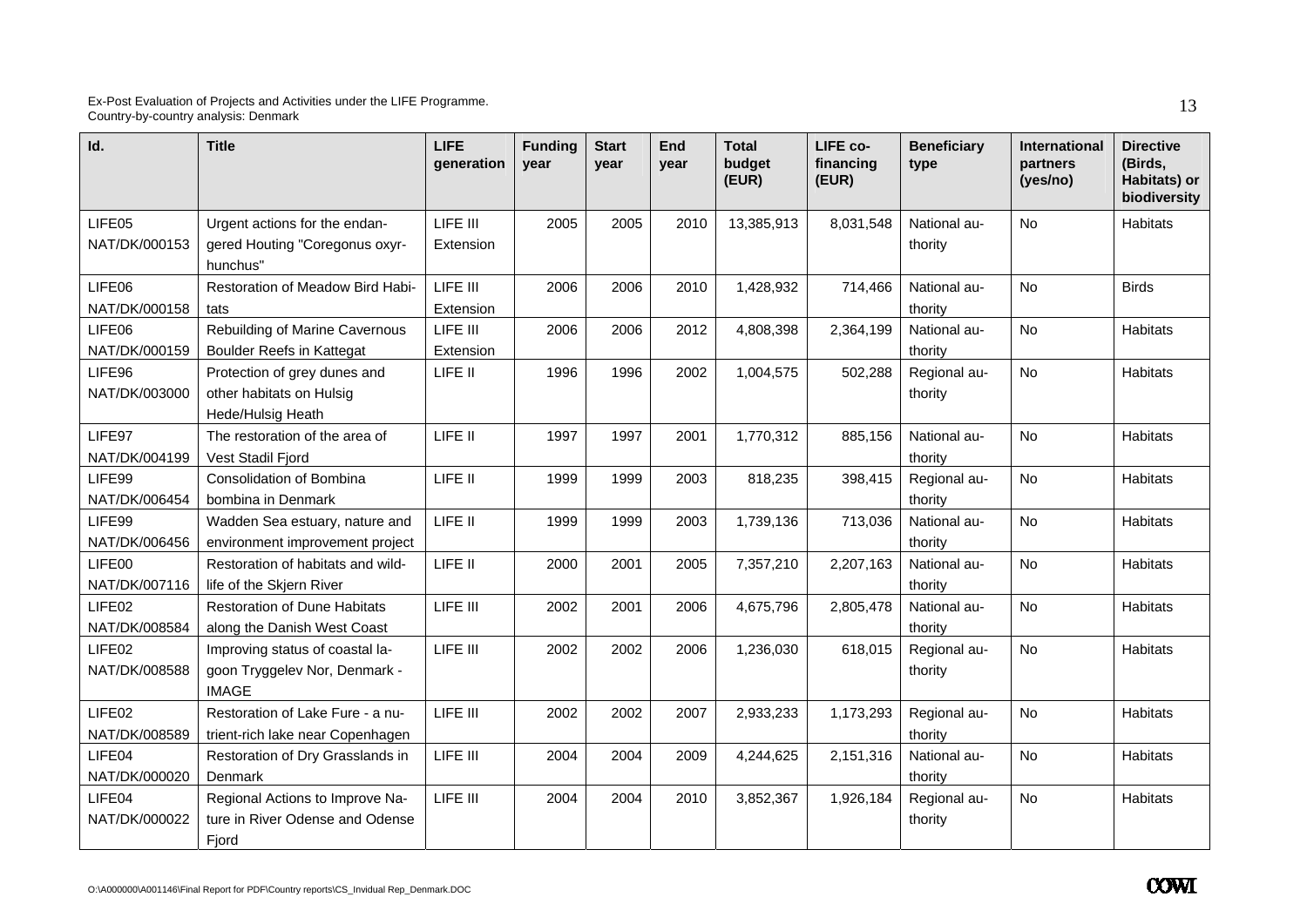| Id. | Title | LIFE generation | Funding year | Start year | End year | Total budget (EUR) | LIFE co-financing (EUR) | Beneficiary type | International partners (yes/no) | Directive (Birds, Habitats) or biodiversity |
|---|---|---|---|---|---|---|---|---|---|---|
| LIFE05 NAT/DK/000153 | Urgent actions for the endangered Houting "Coregonus oxyrhunchus" | LIFE III Extension | 2005 | 2005 | 2010 | 13,385,913 | 8,031,548 | National authority | No | Habitats |
| LIFE06 NAT/DK/000158 | Restoration of Meadow Bird Habitats | LIFE III Extension | 2006 | 2006 | 2010 | 1,428,932 | 714,466 | National authority | No | Birds |
| LIFE06 NAT/DK/000159 | Rebuilding of Marine Cavernous Boulder Reefs in Kattegat | LIFE III Extension | 2006 | 2006 | 2012 | 4,808,398 | 2,364,199 | National authority | No | Habitats |
| LIFE96 NAT/DK/003000 | Protection of grey dunes and other habitats on Hulsig Hede/Hulsig Heath | LIFE II | 1996 | 1996 | 2002 | 1,004,575 | 502,288 | Regional authority | No | Habitats |
| LIFE97 NAT/DK/004199 | The restoration of the area of Vest Stadil Fjord | LIFE II | 1997 | 1997 | 2001 | 1,770,312 | 885,156 | National authority | No | Habitats |
| LIFE99 NAT/DK/006454 | Consolidation of Bombina bombina in Denmark | LIFE II | 1999 | 1999 | 2003 | 818,235 | 398,415 | Regional authority | No | Habitats |
| LIFE99 NAT/DK/006456 | Wadden Sea estuary, nature and environment improvement project | LIFE II | 1999 | 1999 | 2003 | 1,739,136 | 713,036 | National authority | No | Habitats |
| LIFE00 NAT/DK/007116 | Restoration of habitats and wildlife of the Skjern River | LIFE II | 2000 | 2001 | 2005 | 7,357,210 | 2,207,163 | National authority | No | Habitats |
| LIFE02 NAT/DK/008584 | Restoration of Dune Habitats along the Danish West Coast | LIFE III | 2002 | 2001 | 2006 | 4,675,796 | 2,805,478 | National authority | No | Habitats |
| LIFE02 NAT/DK/008588 | Improving status of coastal lagoon Tryggelev Nor, Denmark - IMAGE | LIFE III | 2002 | 2002 | 2006 | 1,236,030 | 618,015 | Regional authority | No | Habitats |
| LIFE02 NAT/DK/008589 | Restoration of Lake Fure - a nutrient-rich lake near Copenhagen | LIFE III | 2002 | 2002 | 2007 | 2,933,233 | 1,173,293 | Regional authority | No | Habitats |
| LIFE04 NAT/DK/000020 | Restoration of Dry Grasslands in Denmark | LIFE III | 2004 | 2004 | 2009 | 4,244,625 | 2,151,316 | National authority | No | Habitats |
| LIFE04 NAT/DK/000022 | Regional Actions to Improve Nature in River Odense and Odense Fjord | LIFE III | 2004 | 2004 | 2010 | 3,852,367 | 1,926,184 | Regional authority | No | Habitats |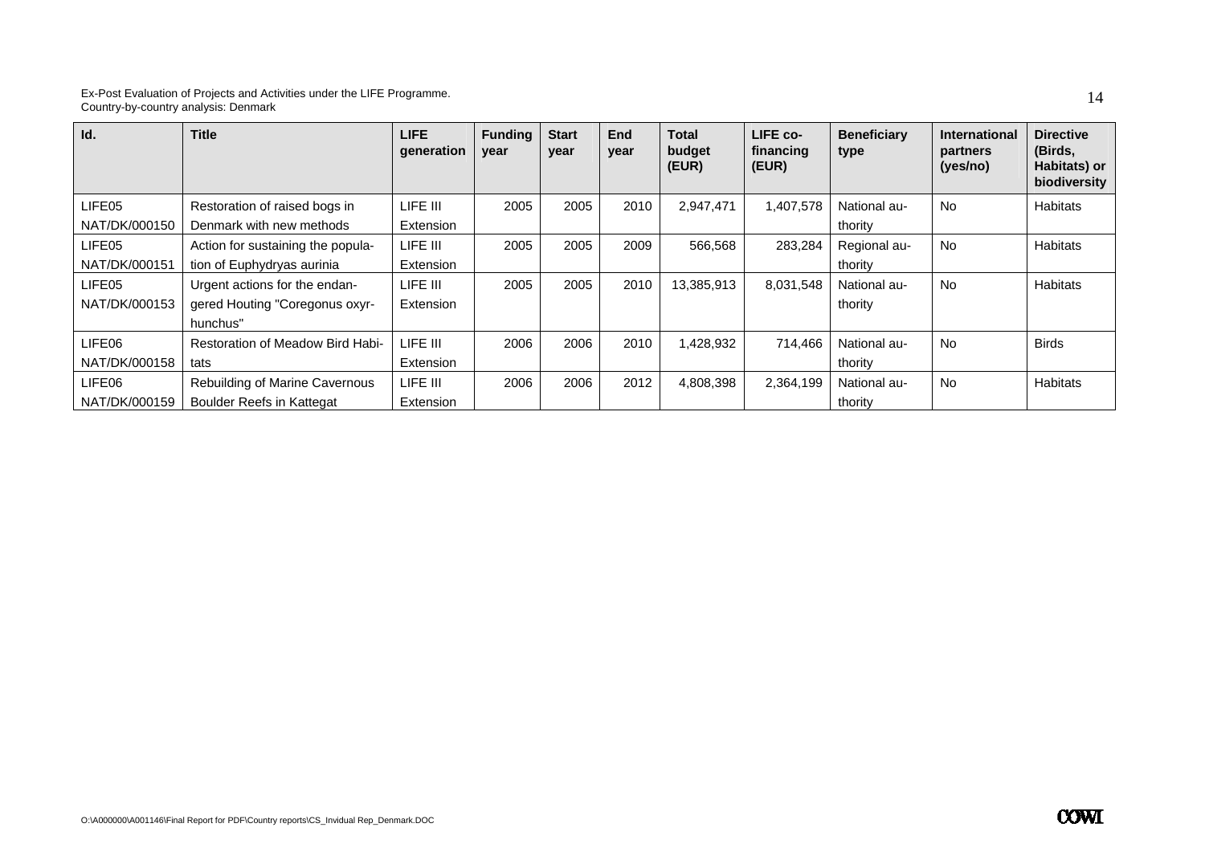| Id. | Title | LIFE generation | Funding year | Start year | End year | Total budget (EUR) | LIFE co-financing (EUR) | Beneficiary type | International partners (yes/no) | Directive (Birds, Habitats) or biodiversity |
|---|---|---|---|---|---|---|---|---|---|---|
| LIFE05 NAT/DK/000150 | Restoration of raised bogs in Denmark with new methods | LIFE III Extension | 2005 | 2005 | 2010 | 2,947,471 | 1,407,578 | National authority | No | Habitats |
| LIFE05 NAT/DK/000151 | Action for sustaining the population of Euphydryas aurinia | LIFE III Extension | 2005 | 2005 | 2009 | 566,568 | 283,284 | Regional authority | No | Habitats |
| LIFE05 NAT/DK/000153 | Urgent actions for the endangered Houting "Coregonus oxyrhunchus" | LIFE III Extension | 2005 | 2005 | 2010 | 13,385,913 | 8,031,548 | National authority | No | Habitats |
| LIFE06 NAT/DK/000158 | Restoration of Meadow Bird Habitats | LIFE III Extension | 2006 | 2006 | 2010 | 1,428,932 | 714,466 | National authority | No | Birds |
| LIFE06 NAT/DK/000159 | Rebuilding of Marine Cavernous Boulder Reefs in Kattegat | LIFE III Extension | 2006 | 2006 | 2012 | 4,808,398 | 2,364,199 | National authority | No | Habitats |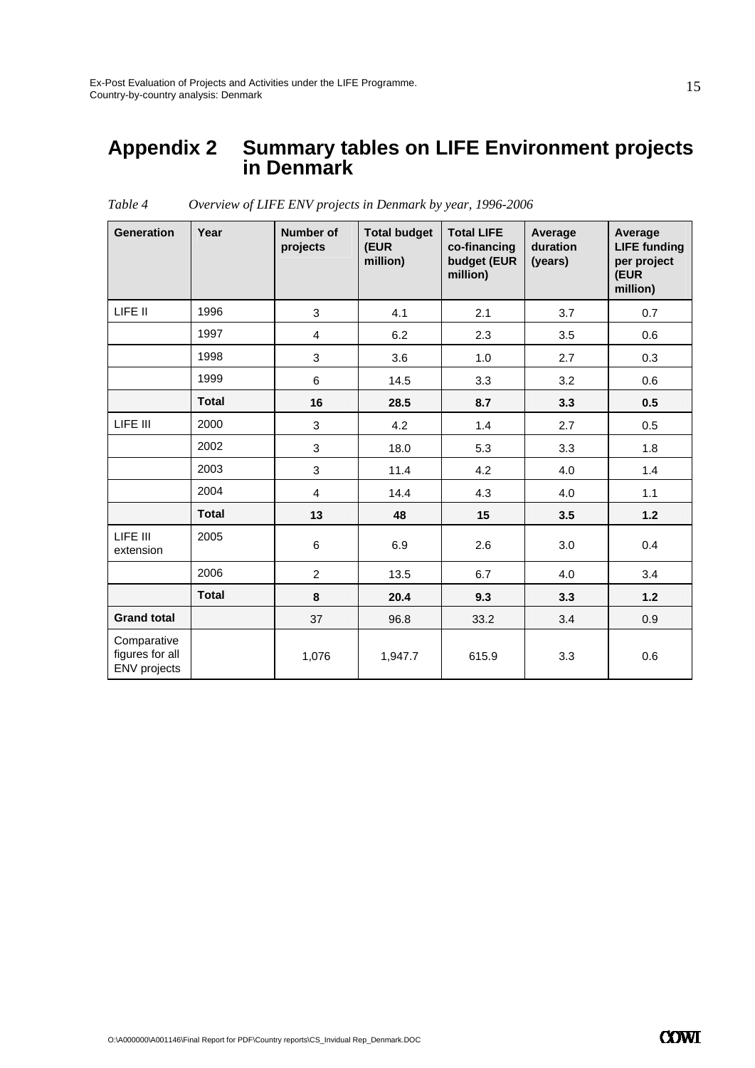# Appendix 2 Summary tables on LIFE Environment projects in Denmark

*Table 4 Overview of LIFE ENV projects in Denmark by year, 1996-2006*

| Generation | Year | Number of projects | Total budget (EUR million) | Total LIFE co-financing budget (EUR million) | Average duration (years) | Average LIFE funding per project (EUR million) |
|---|---|---|---|---|---|---|
| LIFE II | 1996 | 3 | 4.1 | 2.1 | 3.7 | 0.7 |
| | 1997 | 4 | 6.2 | 2.3 | 3.5 | 0.6 |
| | 1998 | 3 | 3.6 | 1.0 | 2.7 | 0.3 |
| | 1999 | 6 | 14.5 | 3.3 | 3.2 | 0.6 |
| | **Total** | **16** | **28.5** | **8.7** | **3.3** | **0.5** |
| LIFE III | 2000 | 3 | 4.2 | 1.4 | 2.7 | 0.5 |
| | 2002 | 3 | 18.0 | 5.3 | 3.3 | 1.8 |
| | 2003 | 3 | 11.4 | 4.2 | 4.0 | 1.4 |
| | 2004 | 4 | 14.4 | 4.3 | 4.0 | 1.1 |
| | **Total** | **13** | **48** | **15** | **3.5** | **1.2** |
| LIFE III extension | 2005 | 6 | 6.9 | 2.6 | 3.0 | 0.4 |
| | 2006 | 2 | 13.5 | 6.7 | 4.0 | 3.4 |
| | **Total** | **8** | **20.4** | **9.3** | **3.3** | **1.2** |
| **Grand total** | | 37 | 96.8 | 33.2 | 3.4 | 0.9 |
| Comparative figures for all ENV projects | | 1,076 | 1,947.7 | 615.9 | 3.3 | 0.6 |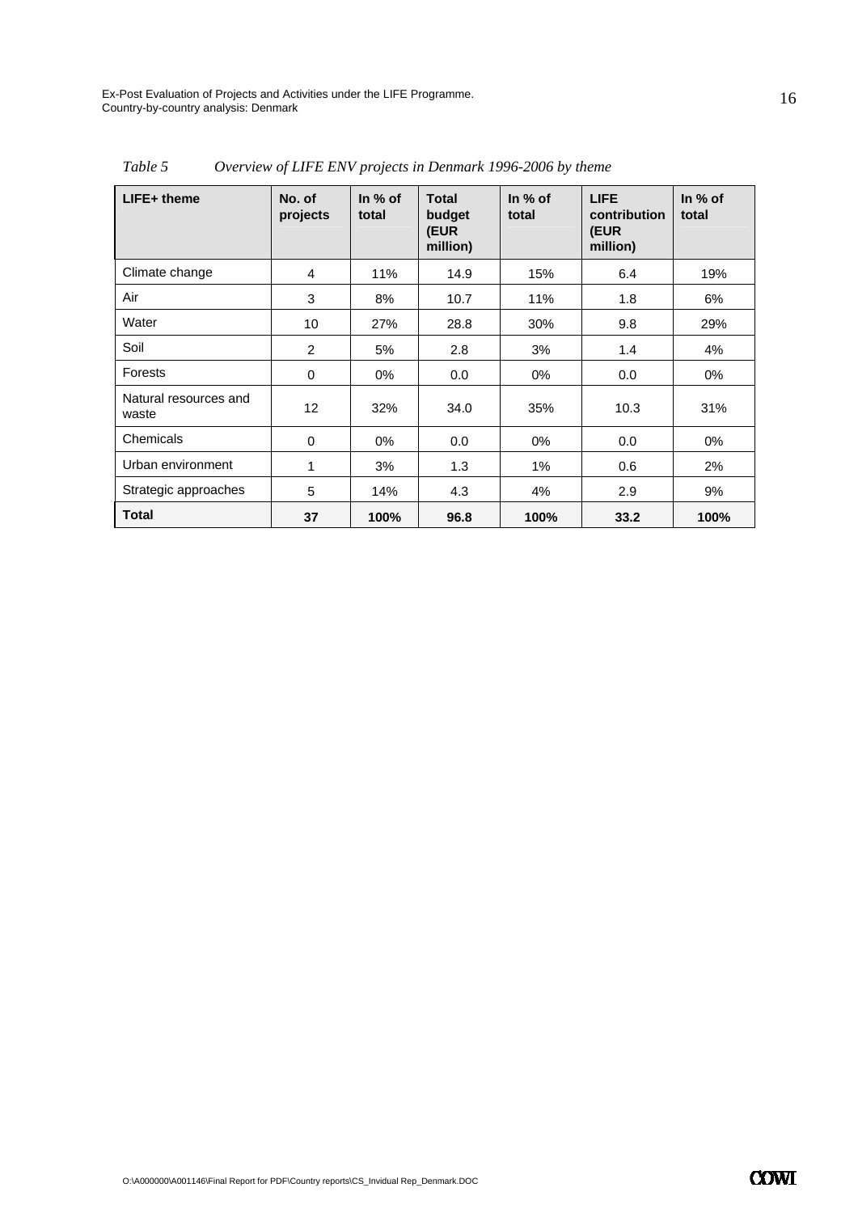*Table 5 Overview of LIFE ENV projects in Denmark 1996-2006 by theme*

| LIFE+ theme | No. of projects | In % of total | Total budget (EUR million) | In % of total | LIFE contribution (EUR million) | In % of total |
|---|---|---|---|---|---|---|
| Climate change | 4 | 11% | 14.9 | 15% | 6.4 | 19% |
| Air | 3 | 8% | 10.7 | 11% | 1.8 | 6% |
| Water | 10 | 27% | 28.8 | 30% | 9.8 | 29% |
| Soil | 2 | 5% | 2.8 | 3% | 1.4 | 4% |
| Forests | 0 | 0% | 0.0 | 0% | 0.0 | 0% |
| Natural resources and waste | 12 | 32% | 34.0 | 35% | 10.3 | 31% |
| Chemicals | 0 | 0% | 0.0 | 0% | 0.0 | 0% |
| Urban environment | 1 | 3% | 1.3 | 1% | 0.6 | 2% |
| Strategic approaches | 5 | 14% | 4.3 | 4% | 2.9 | 9% |
| **Total** | **37** | **100%** | **96.8** | **100%** | **33.2** | **100%** |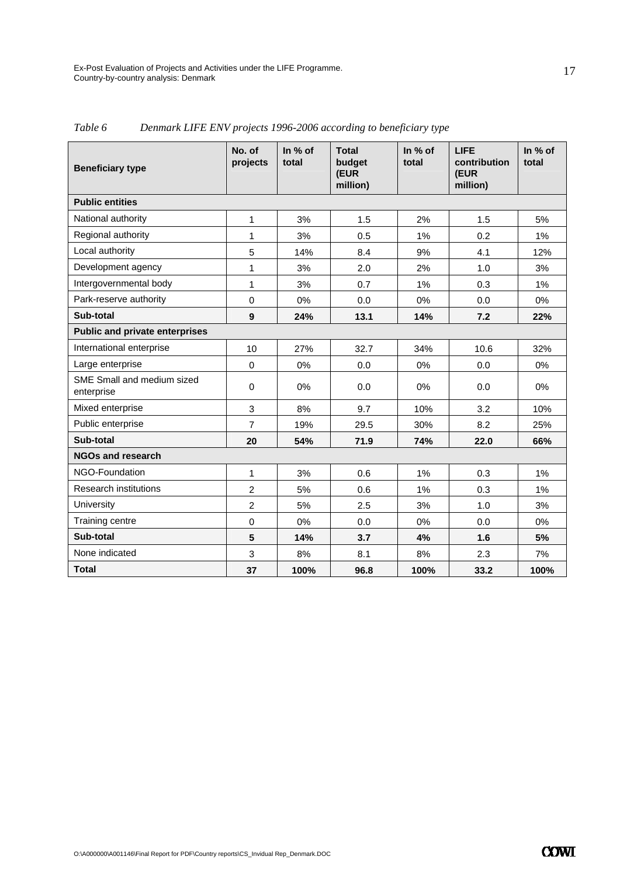*Table 6 Denmark LIFE ENV projects 1996-2006 according to beneficiary type*

| Beneficiary type | No. of projects | In % of total | Total budget (EUR million) | In % of total | LIFE contribution (EUR million) | In % of total |
|---|---|---|---|---|---|---|
| **Public entities** | | | | | | |
| National authority | 1 | 3% | 1.5 | 2% | 1.5 | 5% |
| Regional authority | 1 | 3% | 0.5 | 1% | 0.2 | 1% |
| Local authority | 5 | 14% | 8.4 | 9% | 4.1 | 12% |
| Development agency | 1 | 3% | 2.0 | 2% | 1.0 | 3% |
| Intergovernmental body | 1 | 3% | 0.7 | 1% | 0.3 | 1% |
| Park-reserve authority | 0 | 0% | 0.0 | 0% | 0.0 | 0% |
| **Sub-total** | **9** | **24%** | **13.1** | **14%** | **7.2** | **22%** |
| **Public and private enterprises** | | | | | | |
| International enterprise | 10 | 27% | 32.7 | 34% | 10.6 | 32% |
| Large enterprise | 0 | 0% | 0.0 | 0% | 0.0 | 0% |
| SME Small and medium sized enterprise | 0 | 0% | 0.0 | 0% | 0.0 | 0% |
| Mixed enterprise | 3 | 8% | 9.7 | 10% | 3.2 | 10% |
| Public enterprise | 7 | 19% | 29.5 | 30% | 8.2 | 25% |
| **Sub-total** | **20** | **54%** | **71.9** | **74%** | **22.0** | **66%** |
| **NGOs and research** | | | | | | |
| NGO-Foundation | 1 | 3% | 0.6 | 1% | 0.3 | 1% |
| Research institutions | 2 | 5% | 0.6 | 1% | 0.3 | 1% |
| University | 2 | 5% | 2.5 | 3% | 1.0 | 3% |
| Training centre | 0 | 0% | 0.0 | 0% | 0.0 | 0% |
| **Sub-total** | **5** | **14%** | **3.7** | **4%** | **1.6** | **5%** |
| None indicated | 3 | 8% | 8.1 | 8% | 2.3 | 7% |
| **Total** | **37** | **100%** | **96.8** | **100%** | **33.2** | **100%** |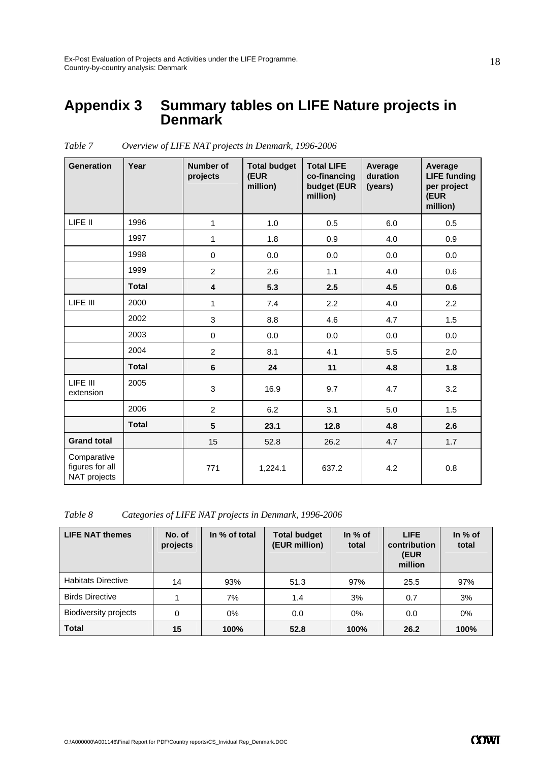# Appendix 3 Summary tables on LIFE Nature projects in Denmark

*Table 7 Overview of LIFE NAT projects in Denmark, 1996-2006*

| Generation | Year | Number of projects | Total budget (EUR million) | Total LIFE co-financing budget (EUR million) | Average duration (years) | Average LIFE funding per project (EUR million) |
|---|---|---|---|---|---|---|
| LIFE II | 1996 | 1 | 1.0 | 0.5 | 6.0 | 0.5 |
| | 1997 | 1 | 1.8 | 0.9 | 4.0 | 0.9 |
| | 1998 | 0 | 0.0 | 0.0 | 0.0 | 0.0 |
| | 1999 | 2 | 2.6 | 1.1 | 4.0 | 0.6 |
| | **Total** | **4** | **5.3** | **2.5** | **4.5** | **0.6** |
| LIFE III | 2000 | 1 | 7.4 | 2.2 | 4.0 | 2.2 |
| | 2002 | 3 | 8.8 | 4.6 | 4.7 | 1.5 |
| | 2003 | 0 | 0.0 | 0.0 | 0.0 | 0.0 |
| | 2004 | 2 | 8.1 | 4.1 | 5.5 | 2.0 |
| | **Total** | **6** | **24** | **11** | **4.8** | **1.8** |
| LIFE III extension | 2005 | 3 | 16.9 | 9.7 | 4.7 | 3.2 |
| | 2006 | 2 | 6.2 | 3.1 | 5.0 | 1.5 |
| | **Total** | **5** | **23.1** | **12.8** | **4.8** | **2.6** |
| **Grand total** | | 15 | 52.8 | 26.2 | 4.7 | 1.7 |
| Comparative figures for all NAT projects | | 771 | 1,224.1 | 637.2 | 4.2 | 0.8 |

*Table 8 Categories of LIFE NAT projects in Denmark, 1996-2006*

| LIFE NAT themes | No. of projects | In % of total | Total budget (EUR million) | In % of total | LIFE contribution (EUR million | In % of total |
|---|---|---|---|---|---|---|
| Habitats Directive | 14 | 93% | 51.3 | 97% | 25.5 | 97% |
| Birds Directive | 1 | 7% | 1.4 | 3% | 0.7 | 3% |
| Biodiversity projects | 0 | 0% | 0.0 | 0% | 0.0 | 0% |
| **Total** | **15** | **100%** | **52.8** | **100%** | **26.2** | **100%** |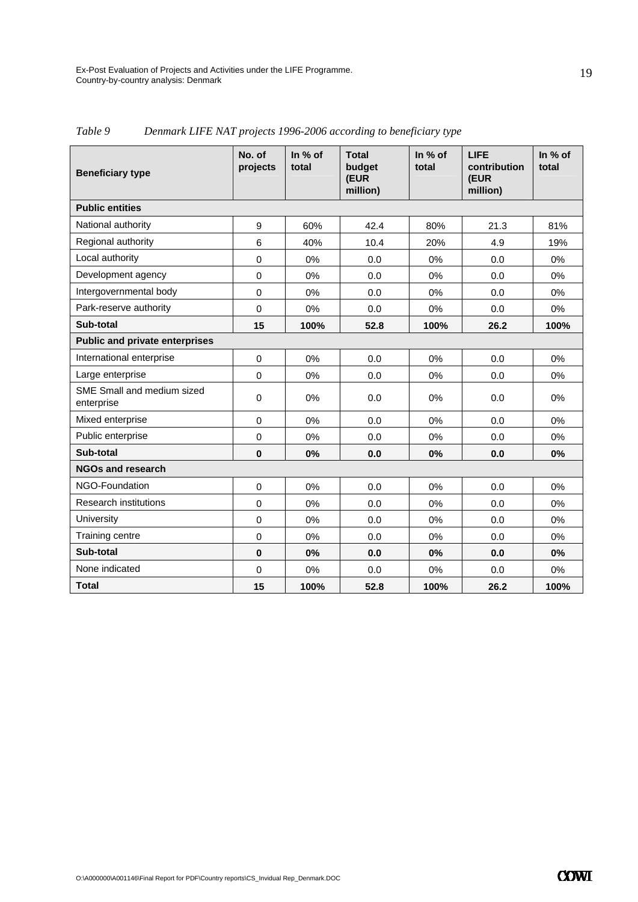*Table 9 Denmark LIFE NAT projects 1996-2006 according to beneficiary type*

| Beneficiary type | No. of projects | In % of total | Total budget (EUR million) | In % of total | LIFE contribution (EUR million) | In % of total |
|---|---|---|---|---|---|---|
| **Public entities** | | | | | | |
| National authority | 9 | 60% | 42.4 | 80% | 21.3 | 81% |
| Regional authority | 6 | 40% | 10.4 | 20% | 4.9 | 19% |
| Local authority | 0 | 0% | 0.0 | 0% | 0.0 | 0% |
| Development agency | 0 | 0% | 0.0 | 0% | 0.0 | 0% |
| Intergovernmental body | 0 | 0% | 0.0 | 0% | 0.0 | 0% |
| Park-reserve authority | 0 | 0% | 0.0 | 0% | 0.0 | 0% |
| **Sub-total** | **15** | **100%** | **52.8** | **100%** | **26.2** | **100%** |
| **Public and private enterprises** | | | | | | |
| International enterprise | 0 | 0% | 0.0 | 0% | 0.0 | 0% |
| Large enterprise | 0 | 0% | 0.0 | 0% | 0.0 | 0% |
| SME Small and medium sized enterprise | 0 | 0% | 0.0 | 0% | 0.0 | 0% |
| Mixed enterprise | 0 | 0% | 0.0 | 0% | 0.0 | 0% |
| Public enterprise | 0 | 0% | 0.0 | 0% | 0.0 | 0% |
| **Sub-total** | **0** | **0%** | **0.0** | **0%** | **0.0** | **0%** |
| **NGOs and research** | | | | | | |
| NGO-Foundation | 0 | 0% | 0.0 | 0% | 0.0 | 0% |
| Research institutions | 0 | 0% | 0.0 | 0% | 0.0 | 0% |
| University | 0 | 0% | 0.0 | 0% | 0.0 | 0% |
| Training centre | 0 | 0% | 0.0 | 0% | 0.0 | 0% |
| **Sub-total** | **0** | **0%** | **0.0** | **0%** | **0.0** | **0%** |
| None indicated | 0 | 0% | 0.0 | 0% | 0.0 | 0% |
| **Total** | **15** | **100%** | **52.8** | **100%** | **26.2** | **100%** |